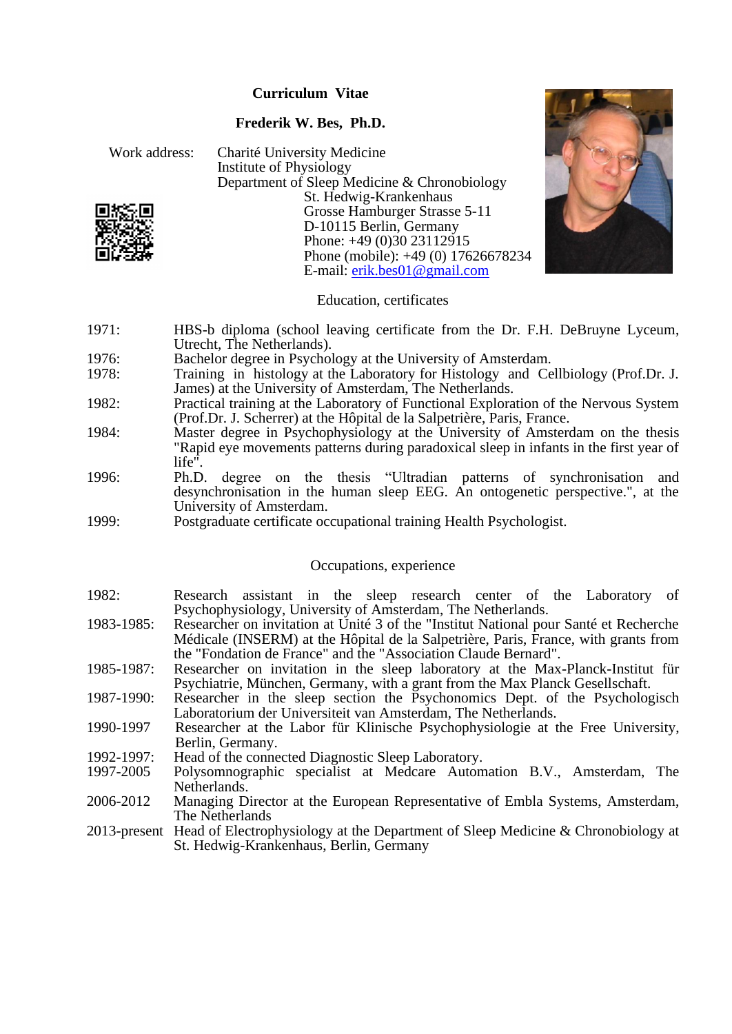# Curriculum Vitae

## Frederik W. Bes, Ph.D.

Work address: Charité University Medicine
Institute of Physiology
Department of Sleep Medicine & Chronobiology
St. Hedwig-Krankenhaus
Grosse Hamburger Strasse 5-11
D-10115 Berlin, Germany
Phone: +49 (0)30 23112915
Phone (mobile): +49 (0) 17626678234
E-mail: erik.bes01@gmail.com

### Education, certificates

1971: HBS-b diploma (school leaving certificate from the Dr. F.H. DeBruyne Lyceum, Utrecht, The Netherlands).

1976: Bachelor degree in Psychology at the University of Amsterdam.

1978: Training in histology at the Laboratory for Histology and Cellbiology (Prof.Dr. J. James) at the University of Amsterdam, The Netherlands.

1982: Practical training at the Laboratory of Functional Exploration of the Nervous System (Prof.Dr. J. Scherrer) at the Hôpital de la Salpetrière, Paris, France.

1984: Master degree in Psychophysiology at the University of Amsterdam on the thesis "Rapid eye movements patterns during paradoxical sleep in infants in the first year of life".

1996: Ph.D. degree on the thesis "Ultradian patterns of synchronisation and desynchronisation in the human sleep EEG. An ontogenetic perspective.", at the University of Amsterdam.

1999: Postgraduate certificate occupational training Health Psychologist.

### Occupations, experience

1982: Research assistant in the sleep research center of the Laboratory of Psychophysiology, University of Amsterdam, The Netherlands.

1983-1985: Researcher on invitation at Unité 3 of the "Institut National pour Santé et Recherche Médicale (INSERM) at the Hôpital de la Salpetrière, Paris, France, with grants from the "Fondation de France" and the "Association Claude Bernard".

1985-1987: Researcher on invitation in the sleep laboratory at the Max-Planck-Institut für Psychiatrie, München, Germany, with a grant from the Max Planck Gesellschaft.

1987-1990: Researcher in the sleep section the Psychonomics Dept. of the Psychologisch Laboratorium der Universiteit van Amsterdam, The Netherlands.

1990-1997 Researcher at the Labor für Klinische Psychophysiologie at the Free University, Berlin, Germany.

1992-1997: Head of the connected Diagnostic Sleep Laboratory.

1997-2005 Polysomnographic specialist at Medcare Automation B.V., Amsterdam, The Netherlands.

2006-2012 Managing Director at the European Representative of Embla Systems, Amsterdam, The Netherlands

2013-present Head of Electrophysiology at the Department of Sleep Medicine & Chronobiology at St. Hedwig-Krankenhaus, Berlin, Germany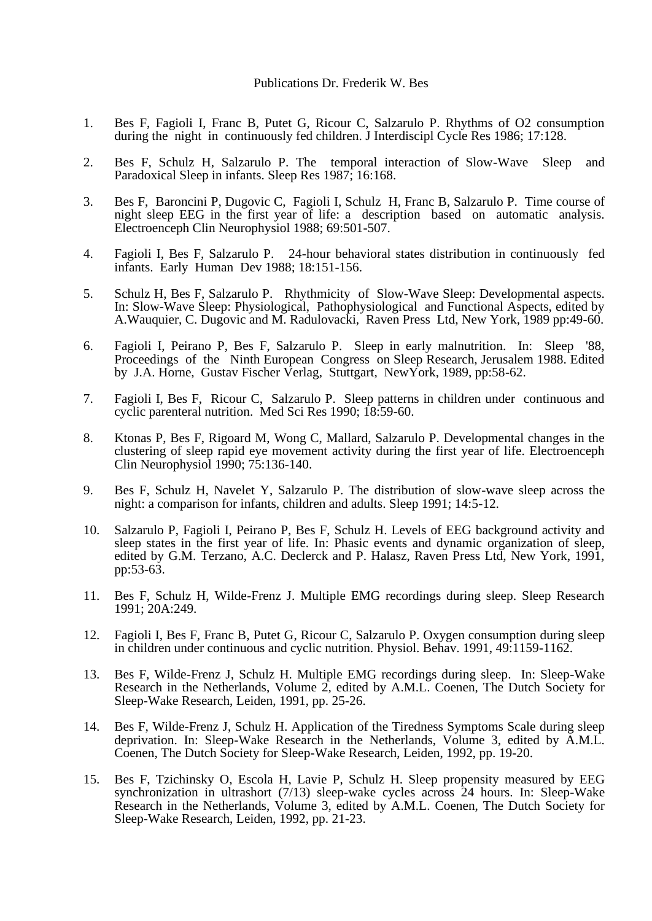Publications Dr. Frederik W. Bes

1. Bes F, Fagioli I, Franc B, Putet G, Ricour C, Salzarulo P. Rhythms of O2 consumption during the night in continuously fed children. J Interdiscipl Cycle Res 1986; 17:128.

2. Bes F, Schulz H, Salzarulo P. The temporal interaction of Slow-Wave Sleep and Paradoxical Sleep in infants. Sleep Res 1987; 16:168.

3. Bes F, Baroncini P, Dugovic C, Fagioli I, Schulz H, Franc B, Salzarulo P. Time course of night sleep EEG in the first year of life: a description based on automatic analysis. Electroenceph Clin Neurophysiol 1988; 69:501-507.

4. Fagioli I, Bes F, Salzarulo P. 24-hour behavioral states distribution in continuously fed infants. Early Human Dev 1988; 18:151-156.

5. Schulz H, Bes F, Salzarulo P. Rhythmicity of Slow-Wave Sleep: Developmental aspects. In: Slow-Wave Sleep: Physiological, Pathophysiological and Functional Aspects, edited by A.Wauquier, C. Dugovic and M. Radulovacki, Raven Press Ltd, New York, 1989 pp:49-60.

6. Fagioli I, Peirano P, Bes F, Salzarulo P. Sleep in early malnutrition. In: Sleep '88, Proceedings of the Ninth European Congress on Sleep Research, Jerusalem 1988. Edited by J.A. Horne, Gustav Fischer Verlag, Stuttgart, NewYork, 1989, pp:58-62.

7. Fagioli I, Bes F, Ricour C, Salzarulo P. Sleep patterns in children under continuous and cyclic parenteral nutrition. Med Sci Res 1990; 18:59-60.

8. Ktonas P, Bes F, Rigoard M, Wong C, Mallard, Salzarulo P. Developmental changes in the clustering of sleep rapid eye movement activity during the first year of life. Electroenceph Clin Neurophysiol 1990; 75:136-140.

9. Bes F, Schulz H, Navelet Y, Salzarulo P. The distribution of slow-wave sleep across the night: a comparison for infants, children and adults. Sleep 1991; 14:5-12.

10. Salzarulo P, Fagioli I, Peirano P, Bes F, Schulz H. Levels of EEG background activity and sleep states in the first year of life. In: Phasic events and dynamic organization of sleep, edited by G.M. Terzano, A.C. Declerck and P. Halasz, Raven Press Ltd, New York, 1991, pp:53-63.

11. Bes F, Schulz H, Wilde-Frenz J. Multiple EMG recordings during sleep. Sleep Research 1991; 20A:249.

12. Fagioli I, Bes F, Franc B, Putet G, Ricour C, Salzarulo P. Oxygen consumption during sleep in children under continuous and cyclic nutrition. Physiol. Behav. 1991, 49:1159-1162.

13. Bes F, Wilde-Frenz J, Schulz H. Multiple EMG recordings during sleep. In: Sleep-Wake Research in the Netherlands, Volume 2, edited by A.M.L. Coenen, The Dutch Society for Sleep-Wake Research, Leiden, 1991, pp. 25-26.

14. Bes F, Wilde-Frenz J, Schulz H. Application of the Tiredness Symptoms Scale during sleep deprivation. In: Sleep-Wake Research in the Netherlands, Volume 3, edited by A.M.L. Coenen, The Dutch Society for Sleep-Wake Research, Leiden, 1992, pp. 19-20.

15. Bes F, Tzichinsky O, Escola H, Lavie P, Schulz H. Sleep propensity measured by EEG synchronization in ultrashort (7/13) sleep-wake cycles across 24 hours. In: Sleep-Wake Research in the Netherlands, Volume 3, edited by A.M.L. Coenen, The Dutch Society for Sleep-Wake Research, Leiden, 1992, pp. 21-23.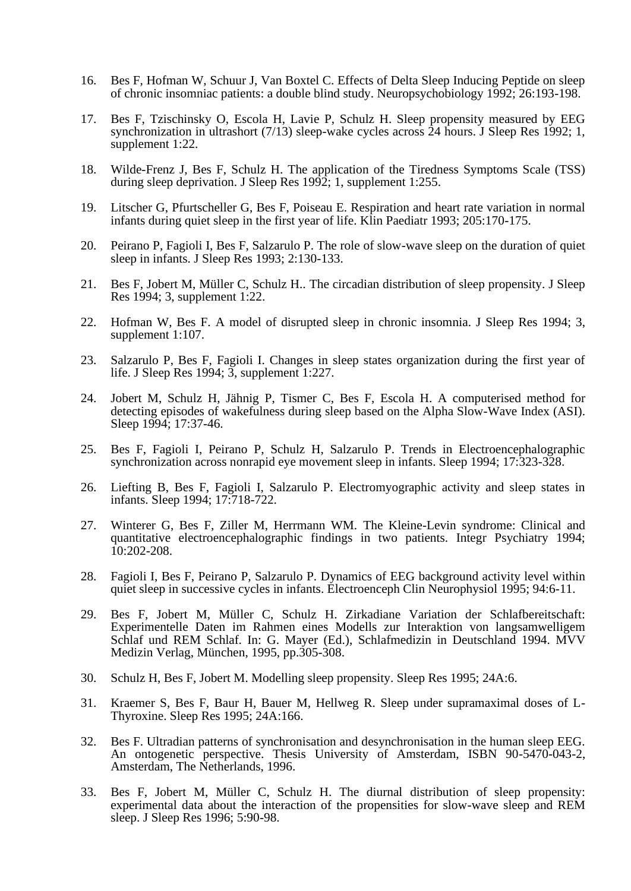16. Bes F, Hofman W, Schuur J, Van Boxtel C. Effects of Delta Sleep Inducing Peptide on sleep of chronic insomniac patients: a double blind study. Neuropsychobiology 1992; 26:193-198.

17. Bes F, Tzischinsky O, Escola H, Lavie P, Schulz H. Sleep propensity measured by EEG synchronization in ultrashort (7/13) sleep-wake cycles across 24 hours. J Sleep Res 1992; 1, supplement 1:22.

18. Wilde-Frenz J, Bes F, Schulz H. The application of the Tiredness Symptoms Scale (TSS) during sleep deprivation. J Sleep Res 1992; 1, supplement 1:255.

19. Litscher G, Pfurtscheller G, Bes F, Poiseau E. Respiration and heart rate variation in normal infants during quiet sleep in the first year of life. Klin Paediatr 1993; 205:170-175.

20. Peirano P, Fagioli I, Bes F, Salzarulo P. The role of slow-wave sleep on the duration of quiet sleep in infants. J Sleep Res 1993; 2:130-133.

21. Bes F, Jobert M, Müller C, Schulz H.. The circadian distribution of sleep propensity. J Sleep Res 1994; 3, supplement 1:22.

22. Hofman W, Bes F. A model of disrupted sleep in chronic insomnia. J Sleep Res 1994; 3, supplement 1:107.

23. Salzarulo P, Bes F, Fagioli I. Changes in sleep states organization during the first year of life. J Sleep Res 1994; 3, supplement 1:227.

24. Jobert M, Schulz H, Jähnig P, Tismer C, Bes F, Escola H. A computerised method for detecting episodes of wakefulness during sleep based on the Alpha Slow-Wave Index (ASI). Sleep 1994; 17:37-46.

25. Bes F, Fagioli I, Peirano P, Schulz H, Salzarulo P. Trends in Electroencephalographic synchronization across nonrapid eye movement sleep in infants. Sleep 1994; 17:323-328.

26. Liefting B, Bes F, Fagioli I, Salzarulo P. Electromyographic activity and sleep states in infants. Sleep 1994; 17:718-722.

27. Winterer G, Bes F, Ziller M, Herrmann WM. The Kleine-Levin syndrome: Clinical and quantitative electroencephalographic findings in two patients. Integr Psychiatry 1994; 10:202-208.

28. Fagioli I, Bes F, Peirano P, Salzarulo P. Dynamics of EEG background activity level within quiet sleep in successive cycles in infants. Electroenceph Clin Neurophysiol 1995; 94:6-11.

29. Bes F, Jobert M, Müller C, Schulz H. Zirkadiane Variation der Schlafbereitschaft: Experimentelle Daten im Rahmen eines Modells zur Interaktion von langsamwelligem Schlaf und REM Schlaf. In: G. Mayer (Ed.), Schlafmedizin in Deutschland 1994. MVV Medizin Verlag, München, 1995, pp.305-308.

30. Schulz H, Bes F, Jobert M. Modelling sleep propensity. Sleep Res 1995; 24A:6.

31. Kraemer S, Bes F, Baur H, Bauer M, Hellweg R. Sleep under supramaximal doses of L-Thyroxine. Sleep Res 1995; 24A:166.

32. Bes F. Ultradian patterns of synchronisation and desynchronisation in the human sleep EEG. An ontogenetic perspective. Thesis University of Amsterdam, ISBN 90-5470-043-2, Amsterdam, The Netherlands, 1996.

33. Bes F, Jobert M, Müller C, Schulz H. The diurnal distribution of sleep propensity: experimental data about the interaction of the propensities for slow-wave sleep and REM sleep. J Sleep Res 1996; 5:90-98.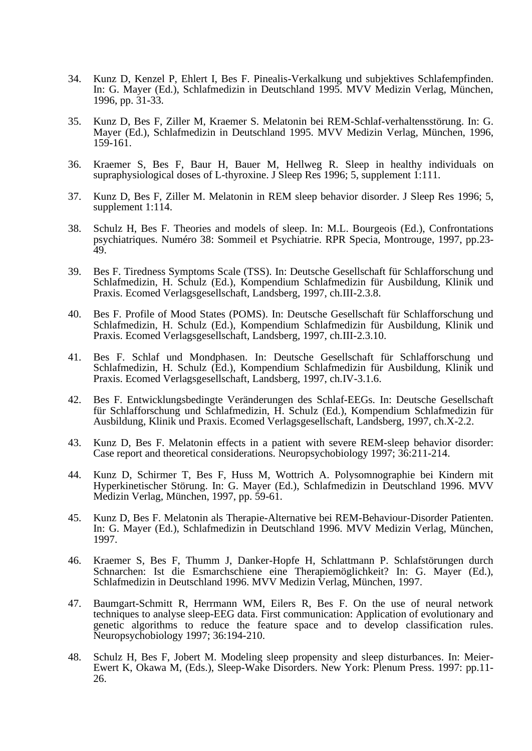34. Kunz D, Kenzel P, Ehlert I, Bes F. Pinealis-Verkalkung und subjektives Schlafempfinden. In: G. Mayer (Ed.), Schlafmedizin in Deutschland 1995. MVV Medizin Verlag, München, 1996, pp. 31-33.

35. Kunz D, Bes F, Ziller M, Kraemer S. Melatonin bei REM-Schlaf-verhaltensstörung. In: G. Mayer (Ed.), Schlafmedizin in Deutschland 1995. MVV Medizin Verlag, München, 1996, 159-161.

36. Kraemer S, Bes F, Baur H, Bauer M, Hellweg R. Sleep in healthy individuals on supraphysiological doses of L-thyroxine. J Sleep Res 1996; 5, supplement 1:111.

37. Kunz D, Bes F, Ziller M. Melatonin in REM sleep behavior disorder. J Sleep Res 1996; 5, supplement 1:114.

38. Schulz H, Bes F. Theories and models of sleep. In: M.L. Bourgeois (Ed.), Confrontations psychiatriques. Numéro 38: Sommeil et Psychiatrie. RPR Specia, Montrouge, 1997, pp.23-49.

39. Bes F. Tiredness Symptoms Scale (TSS). In: Deutsche Gesellschaft für Schlafforschung und Schlafmedizin, H. Schulz (Ed.), Kompendium Schlafmedizin für Ausbildung, Klinik und Praxis. Ecomed Verlagsgesellschaft, Landsberg, 1997, ch.III-2.3.8.

40. Bes F. Profile of Mood States (POMS). In: Deutsche Gesellschaft für Schlafforschung und Schlafmedizin, H. Schulz (Ed.), Kompendium Schlafmedizin für Ausbildung, Klinik und Praxis. Ecomed Verlagsgesellschaft, Landsberg, 1997, ch.III-2.3.10.

41. Bes F. Schlaf und Mondphasen. In: Deutsche Gesellschaft für Schlafforschung und Schlafmedizin, H. Schulz (Ed.), Kompendium Schlafmedizin für Ausbildung, Klinik und Praxis. Ecomed Verlagsgesellschaft, Landsberg, 1997, ch.IV-3.1.6.

42. Bes F. Entwicklungsbedingte Veränderungen des Schlaf-EEGs. In: Deutsche Gesellschaft für Schlafforschung und Schlafmedizin, H. Schulz (Ed.), Kompendium Schlafmedizin für Ausbildung, Klinik und Praxis. Ecomed Verlagsgesellschaft, Landsberg, 1997, ch.X-2.2.

43. Kunz D, Bes F. Melatonin effects in a patient with severe REM-sleep behavior disorder: Case report and theoretical considerations. Neuropsychobiology 1997; 36:211-214.

44. Kunz D, Schirmer T, Bes F, Huss M, Wottrich A. Polysomnographie bei Kindern mit Hyperkinetischer Störung. In: G. Mayer (Ed.), Schlafmedizin in Deutschland 1996. MVV Medizin Verlag, München, 1997, pp. 59-61.

45. Kunz D, Bes F. Melatonin als Therapie-Alternative bei REM-Behaviour-Disorder Patienten. In: G. Mayer (Ed.), Schlafmedizin in Deutschland 1996. MVV Medizin Verlag, München, 1997.

46. Kraemer S, Bes F, Thumm J, Danker-Hopfe H, Schlattmann P. Schlafstörungen durch Schnarchen: Ist die Esmarchschiene eine Therapiemöglichkeit? In: G. Mayer (Ed.), Schlafmedizin in Deutschland 1996. MVV Medizin Verlag, München, 1997.

47. Baumgart-Schmitt R, Herrmann WM, Eilers R, Bes F. On the use of neural network techniques to analyse sleep-EEG data. First communication: Application of evolutionary and genetic algorithms to reduce the feature space and to develop classification rules. Neuropsychobiology 1997; 36:194-210.

48. Schulz H, Bes F, Jobert M. Modeling sleep propensity and sleep disturbances. In: Meier-Ewert K, Okawa M, (Eds.), Sleep-Wake Disorders. New York: Plenum Press. 1997: pp.11-26.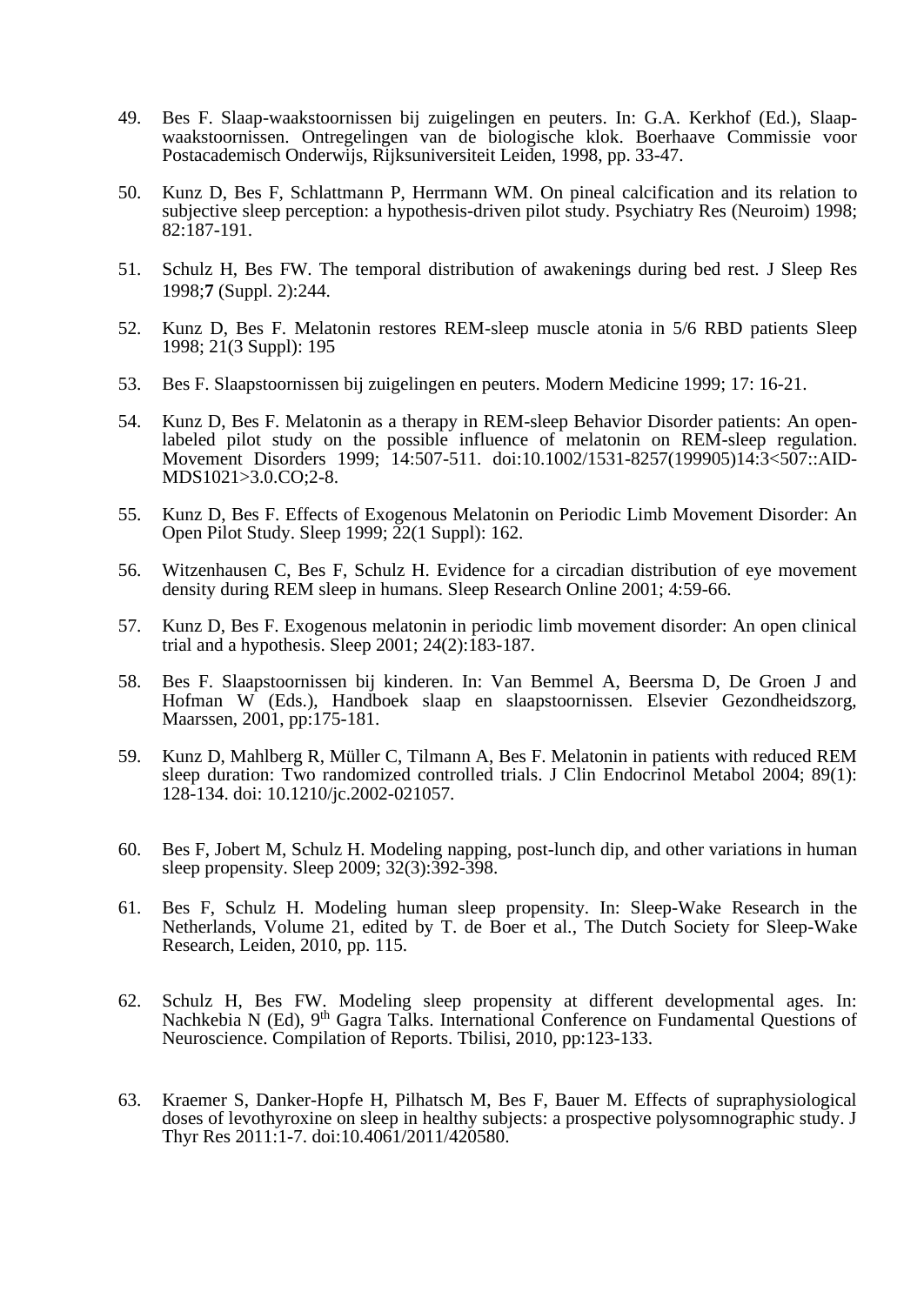49. Bes F. Slaap-waakstoornissen bij zuigelingen en peuters. In: G.A. Kerkhof (Ed.), Slaap-waakstoornissen. Ontregelingen van de biologische klok. Boerhaave Commissie voor Postacademisch Onderwijs, Rijksuniversiteit Leiden, 1998, pp. 33-47.

50. Kunz D, Bes F, Schlattmann P, Herrmann WM. On pineal calcification and its relation to subjective sleep perception: a hypothesis-driven pilot study. Psychiatry Res (Neuroim) 1998; 82:187-191.

51. Schulz H, Bes FW. The temporal distribution of awakenings during bed rest. J Sleep Res 1998;**7** (Suppl. 2):244.

52. Kunz D, Bes F. Melatonin restores REM-sleep muscle atonia in 5/6 RBD patients Sleep 1998; 21(3 Suppl): 195

53. Bes F. Slaapstoornissen bij zuigelingen en peuters. Modern Medicine 1999; 17: 16-21.

54. Kunz D, Bes F. Melatonin as a therapy in REM-sleep Behavior Disorder patients: An open-labeled pilot study on the possible influence of melatonin on REM-sleep regulation. Movement Disorders 1999; 14:507-511. doi:10.1002/1531-8257(199905)14:3<507::AID-MDS1021>3.0.CO;2-8.

55. Kunz D, Bes F. Effects of Exogenous Melatonin on Periodic Limb Movement Disorder: An Open Pilot Study. Sleep 1999; 22(1 Suppl): 162.

56. Witzenhausen C, Bes F, Schulz H. Evidence for a circadian distribution of eye movement density during REM sleep in humans. Sleep Research Online 2001; 4:59-66.

57. Kunz D, Bes F. Exogenous melatonin in periodic limb movement disorder: An open clinical trial and a hypothesis. Sleep 2001; 24(2):183-187.

58. Bes F. Slaapstoornissen bij kinderen. In: Van Bemmel A, Beersma D, De Groen J and Hofman W (Eds.), Handboek slaap en slaapstoornissen. Elsevier Gezondheidszorg, Maarssen, 2001, pp:175-181.

59. Kunz D, Mahlberg R, Müller C, Tilmann A, Bes F. Melatonin in patients with reduced REM sleep duration: Two randomized controlled trials. J Clin Endocrinol Metabol 2004; 89(1): 128-134. doi: 10.1210/jc.2002-021057.

60. Bes F, Jobert M, Schulz H. Modeling napping, post-lunch dip, and other variations in human sleep propensity. Sleep 2009; 32(3):392-398.

61. Bes F, Schulz H. Modeling human sleep propensity. In: Sleep-Wake Research in the Netherlands, Volume 21, edited by T. de Boer et al., The Dutch Society for Sleep-Wake Research, Leiden, 2010, pp. 115.

62. Schulz H, Bes FW. Modeling sleep propensity at different developmental ages. In: Nachkebia N (Ed), 9th Gagra Talks. International Conference on Fundamental Questions of Neuroscience. Compilation of Reports. Tbilisi, 2010, pp:123-133.

63. Kraemer S, Danker-Hopfe H, Pilhatsch M, Bes F, Bauer M. Effects of supraphysiological doses of levothyroxine on sleep in healthy subjects: a prospective polysomnographic study. J Thyr Res 2011:1-7. doi:10.4061/2011/420580.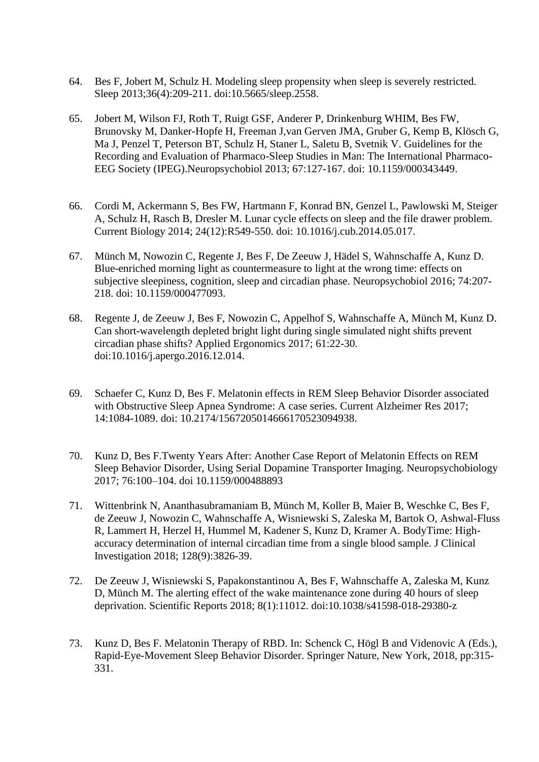64. Bes F, Jobert M, Schulz H. Modeling sleep propensity when sleep is severely restricted. Sleep 2013;36(4):209-211. doi:10.5665/sleep.2558.

65. Jobert M, Wilson FJ, Roth T, Ruigt GSF, Anderer P, Drinkenburg WHIM, Bes FW, Brunovsky M, Danker-Hopfe H, Freeman J,van Gerven JMA, Gruber G, Kemp B, Klösch G, Ma J, Penzel T, Peterson BT, Schulz H, Staner L, Saletu B, Svetnik V. Guidelines for the Recording and Evaluation of Pharmaco-Sleep Studies in Man: The International Pharmaco-EEG Society (IPEG).Neuropsychobiol 2013; 67:127-167. doi: 10.1159/000343449.

66. Cordi M, Ackermann S, Bes FW, Hartmann F, Konrad BN, Genzel L, Pawlowski M, Steiger A, Schulz H, Rasch B, Dresler M. Lunar cycle effects on sleep and the file drawer problem. Current Biology 2014; 24(12):R549-550. doi: 10.1016/j.cub.2014.05.017.

67. Münch M, Nowozin C, Regente J, Bes F, De Zeeuw J, Hädel S, Wahnschaffe A, Kunz D. Blue-enriched morning light as countermeasure to light at the wrong time: effects on subjective sleepiness, cognition, sleep and circadian phase. Neuropsychobiol 2016; 74:207-218. doi: 10.1159/000477093.

68. Regente J, de Zeeuw J, Bes F, Nowozin C, Appelhof S, Wahnschaffe A, Münch M, Kunz D. Can short-wavelength depleted bright light during single simulated night shifts prevent circadian phase shifts? Applied Ergonomics 2017; 61:22-30. doi:10.1016/j.apergo.2016.12.014.

69. Schaefer C, Kunz D, Bes F. Melatonin effects in REM Sleep Behavior Disorder associated with Obstructive Sleep Apnea Syndrome: A case series. Current Alzheimer Res 2017; 14:1084-1089. doi: 10.2174/1567205014666170523094938.

70. Kunz D, Bes F.Twenty Years After: Another Case Report of Melatonin Effects on REM Sleep Behavior Disorder, Using Serial Dopamine Transporter Imaging. Neuropsychobiology 2017; 76:100–104. doi 10.1159/000488893

71. Wittenbrink N, Ananthasubramaniam B, Münch M, Koller B, Maier B, Weschke C, Bes F, de Zeeuw J, Nowozin C, Wahnschaffe A, Wisniewski S, Zaleska M, Bartok O, Ashwal-Fluss R, Lammert H, Herzel H, Hummel M, Kadener S, Kunz D, Kramer A. BodyTime: High-accuracy determination of internal circadian time from a single blood sample. J Clinical Investigation 2018; 128(9):3826-39.

72. De Zeeuw J, Wisniewski S, Papakonstantinou A, Bes F, Wahnschaffe A, Zaleska M, Kunz D, Münch M. The alerting effect of the wake maintenance zone during 40 hours of sleep deprivation. Scientific Reports 2018; 8(1):11012. doi:10.1038/s41598-018-29380-z

73. Kunz D, Bes F. Melatonin Therapy of RBD. In: Schenck C, Högl B and Videnovic A (Eds.), Rapid-Eye-Movement Sleep Behavior Disorder. Springer Nature, New York, 2018, pp:315-331.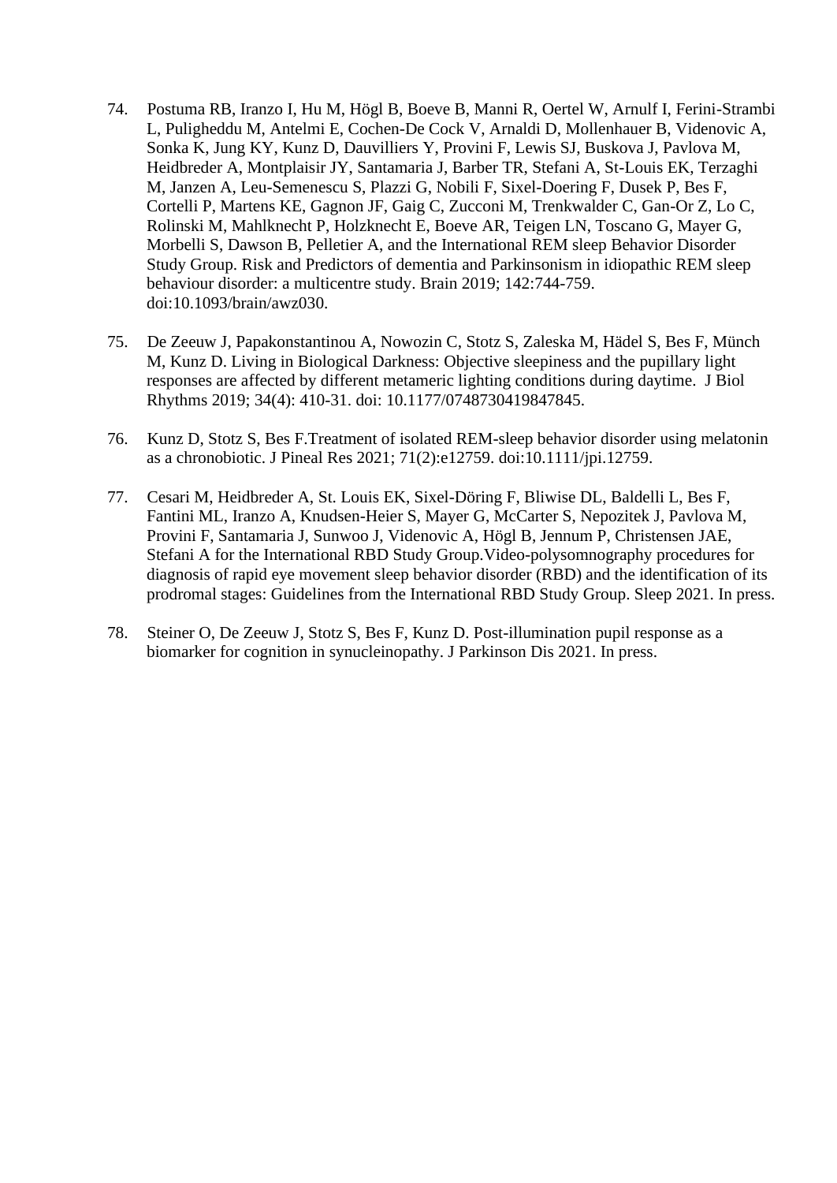74. Postuma RB, Iranzo I, Hu M, Högl B, Boeve B, Manni R, Oertel W, Arnulf I, Ferini-Strambi L, Puligheddu M, Antelmi E, Cochen-De Cock V, Arnaldi D, Mollenhauer B, Videnovic A, Sonka K, Jung KY, Kunz D, Dauvilliers Y, Provini F, Lewis SJ, Buskova J, Pavlova M, Heidbreder A, Montplaisir JY, Santamaria J, Barber TR, Stefani A, St-Louis EK, Terzaghi M, Janzen A, Leu-Semenescu S, Plazzi G, Nobili F, Sixel-Doering F, Dusek P, Bes F, Cortelli P, Martens KE, Gagnon JF, Gaig C, Zucconi M, Trenkwalder C, Gan-Or Z, Lo C, Rolinski M, Mahlknecht P, Holzknecht E, Boeve AR, Teigen LN, Toscano G, Mayer G, Morbelli S, Dawson B, Pelletier A, and the International REM sleep Behavior Disorder Study Group. Risk and Predictors of dementia and Parkinsonism in idiopathic REM sleep behaviour disorder: a multicentre study. Brain 2019; 142:744-759. doi:10.1093/brain/awz030.

75. De Zeeuw J, Papakonstantinou A, Nowozin C, Stotz S, Zaleska M, Hädel S, Bes F, Münch M, Kunz D. Living in Biological Darkness: Objective sleepiness and the pupillary light responses are affected by different metameric lighting conditions during daytime. J Biol Rhythms 2019; 34(4): 410-31. doi: 10.1177/0748730419847845.

76. Kunz D, Stotz S, Bes F.Treatment of isolated REM-sleep behavior disorder using melatonin as a chronobiotic. J Pineal Res 2021; 71(2):e12759. doi:10.1111/jpi.12759.

77. Cesari M, Heidbreder A, St. Louis EK, Sixel-Döring F, Bliwise DL, Baldelli L, Bes F, Fantini ML, Iranzo A, Knudsen-Heier S, Mayer G, McCarter S, Nepozitek J, Pavlova M, Provini F, Santamaria J, Sunwoo J, Videnovic A, Högl B, Jennum P, Christensen JAE, Stefani A for the International RBD Study Group.Video-polysomnography procedures for diagnosis of rapid eye movement sleep behavior disorder (RBD) and the identification of its prodromal stages: Guidelines from the International RBD Study Group. Sleep 2021. In press.

78. Steiner O, De Zeeuw J, Stotz S, Bes F, Kunz D. Post-illumination pupil response as a biomarker for cognition in synucleinopathy. J Parkinson Dis 2021. In press.